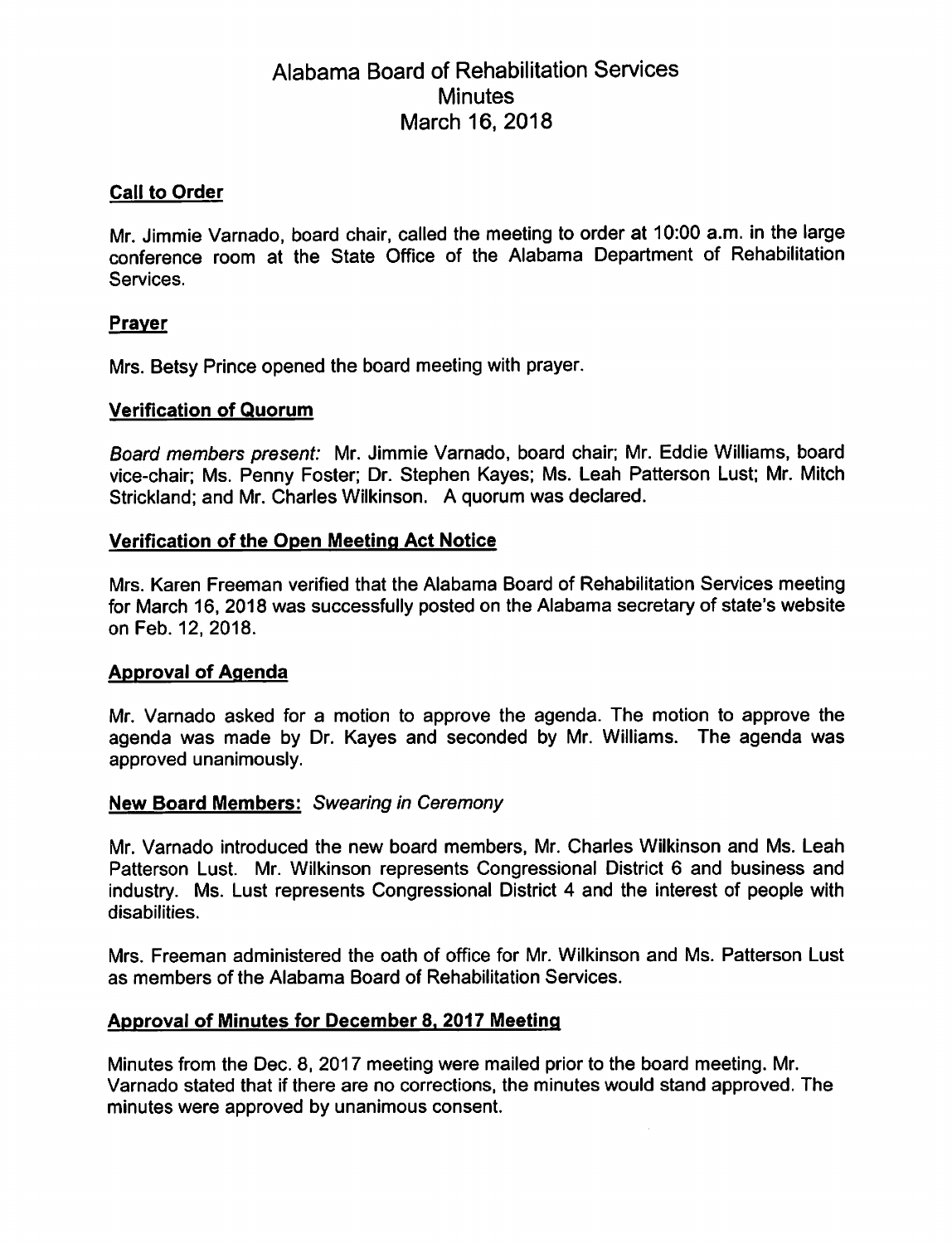# Alabama Board of Rehabilitation Services
## Minutes
## March 16, 2018

### Call to Order

Mr. Jimmie Varnado, board chair, called the meeting to order at 10:00 a.m. in the large conference room at the State Office of the Alabama Department of Rehabilitation Services.

### Prayer

Mrs. Betsy Prince opened the board meeting with prayer.

### Verification of Quorum

*Board members present:* Mr. Jimmie Varnado, board chair; Mr. Eddie Williams, board vice-chair; Ms. Penny Foster; Dr. Stephen Kayes; Ms. Leah Patterson Lust; Mr. Mitch Strickland; and Mr. Charles Wilkinson. A quorum was declared.

### Verification of the Open Meeting Act Notice

Mrs. Karen Freeman verified that the Alabama Board of Rehabilitation Services meeting for March 16, 2018 was successfully posted on the Alabama secretary of state's website on Feb. 12, 2018.

### Approval of Agenda

Mr. Varnado asked for a motion to approve the agenda. The motion to approve the agenda was made by Dr. Kayes and seconded by Mr. Williams. The agenda was approved unanimously.

### New Board Members: *Swearing in Ceremony*

Mr. Varnado introduced the new board members, Mr. Charles Wilkinson and Ms. Leah Patterson Lust. Mr. Wilkinson represents Congressional District 6 and business and industry. Ms. Lust represents Congressional District 4 and the interest of people with disabilities.

Mrs. Freeman administered the oath of office for Mr. Wilkinson and Ms. Patterson Lust as members of the Alabama Board of Rehabilitation Services.

### Approval of Minutes for December 8, 2017 Meeting

Minutes from the Dec. 8, 2017 meeting were mailed prior to the board meeting. Mr. Varnado stated that if there are no corrections, the minutes would stand approved. The minutes were approved by unanimous consent.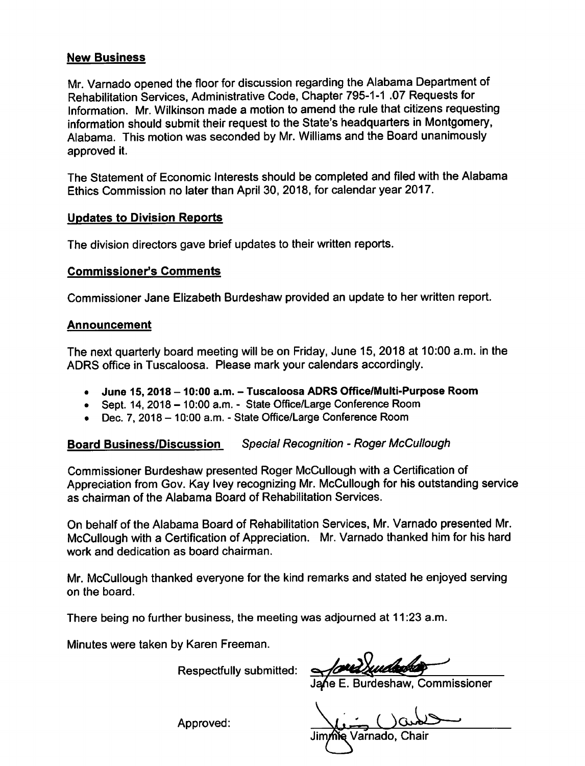**New Business**

Mr. Varnado opened the floor for discussion regarding the Alabama Department of Rehabilitation Services, Administrative Code, Chapter 795-1-1 .07 Requests for Information. Mr. Wilkinson made a motion to amend the rule that citizens requesting information should submit their request to the State's headquarters in Montgomery, Alabama. This motion was seconded by Mr. Williams and the Board unanimously approved it.

The Statement of Economic Interests should be completed and filed with the Alabama Ethics Commission no later than April 30, 2018, for calendar year 2017.

**Updates to Division Reports**

The division directors gave brief updates to their written reports.

**Commissioner's Comments**

Commissioner Jane Elizabeth Burdeshaw provided an update to her written report.

**Announcement**

The next quarterly board meeting will be on Friday, June 15, 2018 at 10:00 a.m. in the ADRS office in Tuscaloosa. Please mark your calendars accordingly.

- **June 15, 2018 – 10:00 a.m. – Tuscaloosa ADRS Office/Multi-Purpose Room**
- Sept. 14, 2018 – 10:00 a.m. - State Office/Large Conference Room
- Dec. 7, 2018 – 10:00 a.m. - State Office/Large Conference Room

**Board Business/Discussion** *Special Recognition - Roger McCullough*

Commissioner Burdeshaw presented Roger McCullough with a Certification of Appreciation from Gov. Kay Ivey recognizing Mr. McCullough for his outstanding service as chairman of the Alabama Board of Rehabilitation Services.

On behalf of the Alabama Board of Rehabilitation Services, Mr. Varnado presented Mr. McCullough with a Certification of Appreciation. Mr. Varnado thanked him for his hard work and dedication as board chairman.

Mr. McCullough thanked everyone for the kind remarks and stated he enjoyed serving on the board.

There being no further business, the meeting was adjourned at 11:23 a.m.

Minutes were taken by Karen Freeman.

Respectfully submitted: Jane E. Burdeshaw, Commissioner

Approved: Jimmie Varnado, Chair